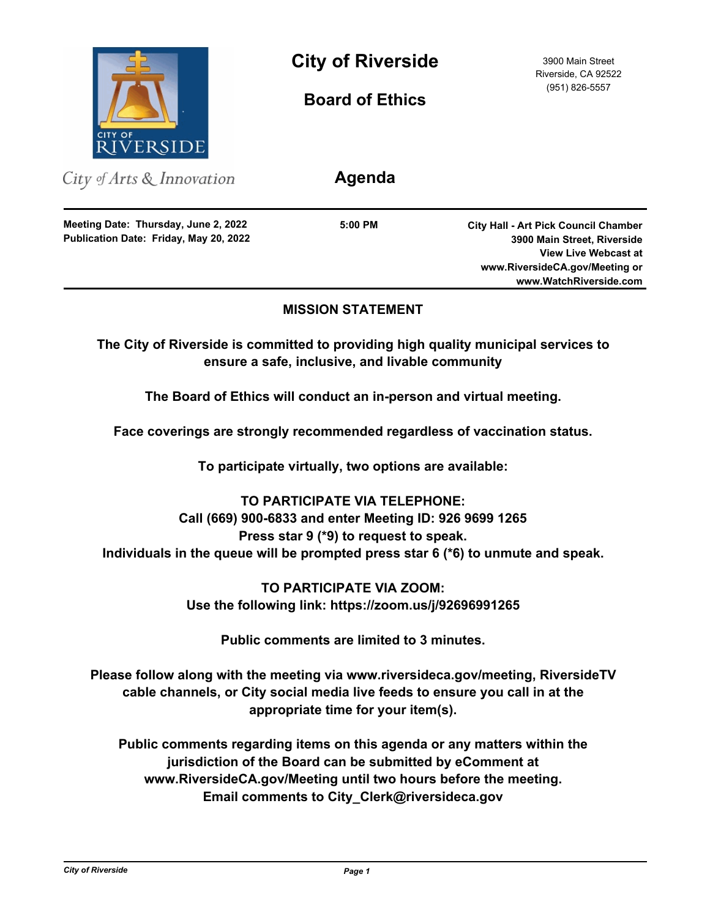# City of Riverside

## Board of Ethics

3900 Main Street
Riverside, CA 92522
(951) 826-5557

City of Arts & Innovation

## Agenda

**Meeting Date: Thursday, June 2, 2022**
**Publication Date: Friday, May 20, 2022**

**5:00 PM**

**City Hall - Art Pick Council Chamber**
**3900 Main Street, Riverside**
**View Live Webcast at**
**www.RiversideCA.gov/Meeting or**
**www.WatchRiverside.com**

---

**MISSION STATEMENT**

**The City of Riverside is committed to providing high quality municipal services to ensure a safe, inclusive, and livable community**

**The Board of Ethics will conduct an in-person and virtual meeting.**

**Face coverings are strongly recommended regardless of vaccination status.**

**To participate virtually, two options are available:**

**TO PARTICIPATE VIA TELEPHONE:**
**Call (669) 900-6833 and enter Meeting ID: 926 9699 1265**
**Press star 9 (*9) to request to speak.**
**Individuals in the queue will be prompted press star 6 (*6) to unmute and speak.**

**TO PARTICIPATE VIA ZOOM:**
**Use the following link: https://zoom.us/j/92696991265**

**Public comments are limited to 3 minutes.**

**Please follow along with the meeting via www.riversideca.gov/meeting, RiversideTV cable channels, or City social media live feeds to ensure you call in at the appropriate time for your item(s).**

**Public comments regarding items on this agenda or any matters within the jurisdiction of the Board can be submitted by eComment at www.RiversideCA.gov/Meeting until two hours before the meeting.**
**Email comments to City_Clerk@riversideca.gov**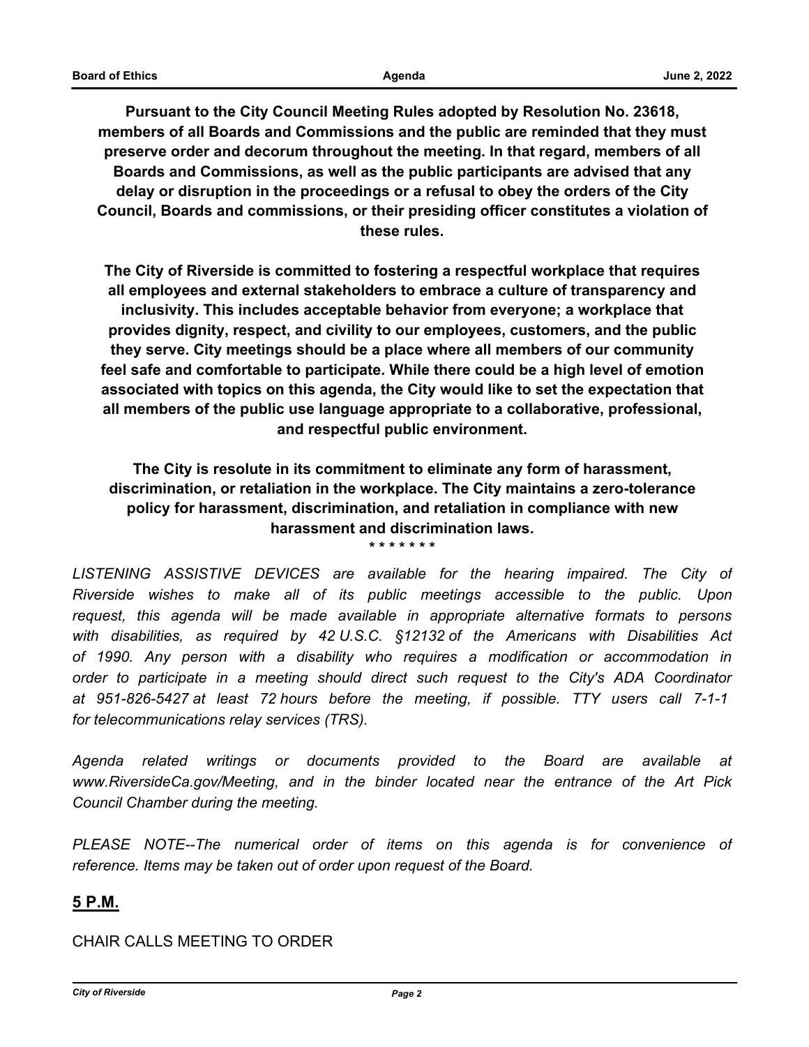**Pursuant to the City Council Meeting Rules adopted by Resolution No. 23618, members of all Boards and Commissions and the public are reminded that they must preserve order and decorum throughout the meeting. In that regard, members of all Boards and Commissions, as well as the public participants are advised that any delay or disruption in the proceedings or a refusal to obey the orders of the City Council, Boards and commissions, or their presiding officer constitutes a violation of these rules.**

**The City of Riverside is committed to fostering a respectful workplace that requires all employees and external stakeholders to embrace a culture of transparency and inclusivity. This includes acceptable behavior from everyone; a workplace that provides dignity, respect, and civility to our employees, customers, and the public they serve. City meetings should be a place where all members of our community feel safe and comfortable to participate. While there could be a high level of emotion associated with topics on this agenda, the City would like to set the expectation that all members of the public use language appropriate to a collaborative, professional, and respectful public environment.**

**The City is resolute in its commitment to eliminate any form of harassment, discrimination, or retaliation in the workplace. The City maintains a zero-tolerance policy for harassment, discrimination, and retaliation in compliance with new harassment and discrimination laws.**

**\* \* \* \* \* \* \***

*LISTENING ASSISTIVE DEVICES are available for the hearing impaired. The City of Riverside wishes to make all of its public meetings accessible to the public. Upon request, this agenda will be made available in appropriate alternative formats to persons with disabilities, as required by 42 U.S.C. §12132 of the Americans with Disabilities Act of 1990. Any person with a disability who requires a modification or accommodation in order to participate in a meeting should direct such request to the City's ADA Coordinator at 951-826-5427 at least 72 hours before the meeting, if possible. TTY users call 7-1-1 for telecommunications relay services (TRS).*

*Agenda related writings or documents provided to the Board are available at www.RiversideCa.gov/Meeting, and in the binder located near the entrance of the Art Pick Council Chamber during the meeting.*

*PLEASE NOTE--The numerical order of items on this agenda is for convenience of reference. Items may be taken out of order upon request of the Board.*

## 5 P.M.

CHAIR CALLS MEETING TO ORDER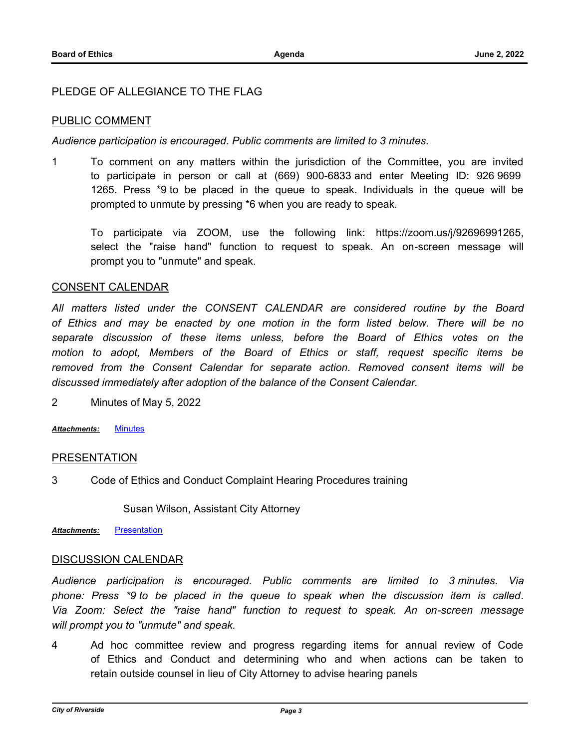PLEDGE OF ALLEGIANCE TO THE FLAG

## PUBLIC COMMENT

*Audience participation is encouraged. Public comments are limited to 3 minutes.*

1 To comment on any matters within the jurisdiction of the Committee, you are invited to participate in person or call at (669) 900-6833 and enter Meeting ID: 926 9699 1265. Press *9 to be placed in the queue to speak. Individuals in the queue will be prompted to unmute by pressing *6 when you are ready to speak.

To participate via ZOOM, use the following link: https://zoom.us/j/92696991265, select the "raise hand" function to request to speak. An on-screen message will prompt you to "unmute" and speak.

## CONSENT CALENDAR

*All matters listed under the CONSENT CALENDAR are considered routine by the Board of Ethics and may be enacted by one motion in the form listed below. There will be no separate discussion of these items unless, before the Board of Ethics votes on the motion to adopt, Members of the Board of Ethics or staff, request specific items be removed from the Consent Calendar for separate action. Removed consent items will be discussed immediately after adoption of the balance of the Consent Calendar.*

2 Minutes of May 5, 2022

***Attachments:*** Minutes

## PRESENTATION

3 Code of Ethics and Conduct Complaint Hearing Procedures training

Susan Wilson, Assistant City Attorney

***Attachments:*** Presentation

## DISCUSSION CALENDAR

*Audience participation is encouraged. Public comments are limited to 3 minutes. Via phone: Press *9 to be placed in the queue to speak when the discussion item is called. Via Zoom: Select the "raise hand" function to request to speak. An on-screen message will prompt you to "unmute" and speak.*

4 Ad hoc committee review and progress regarding items for annual review of Code of Ethics and Conduct and determining who and when actions can be taken to retain outside counsel in lieu of City Attorney to advise hearing panels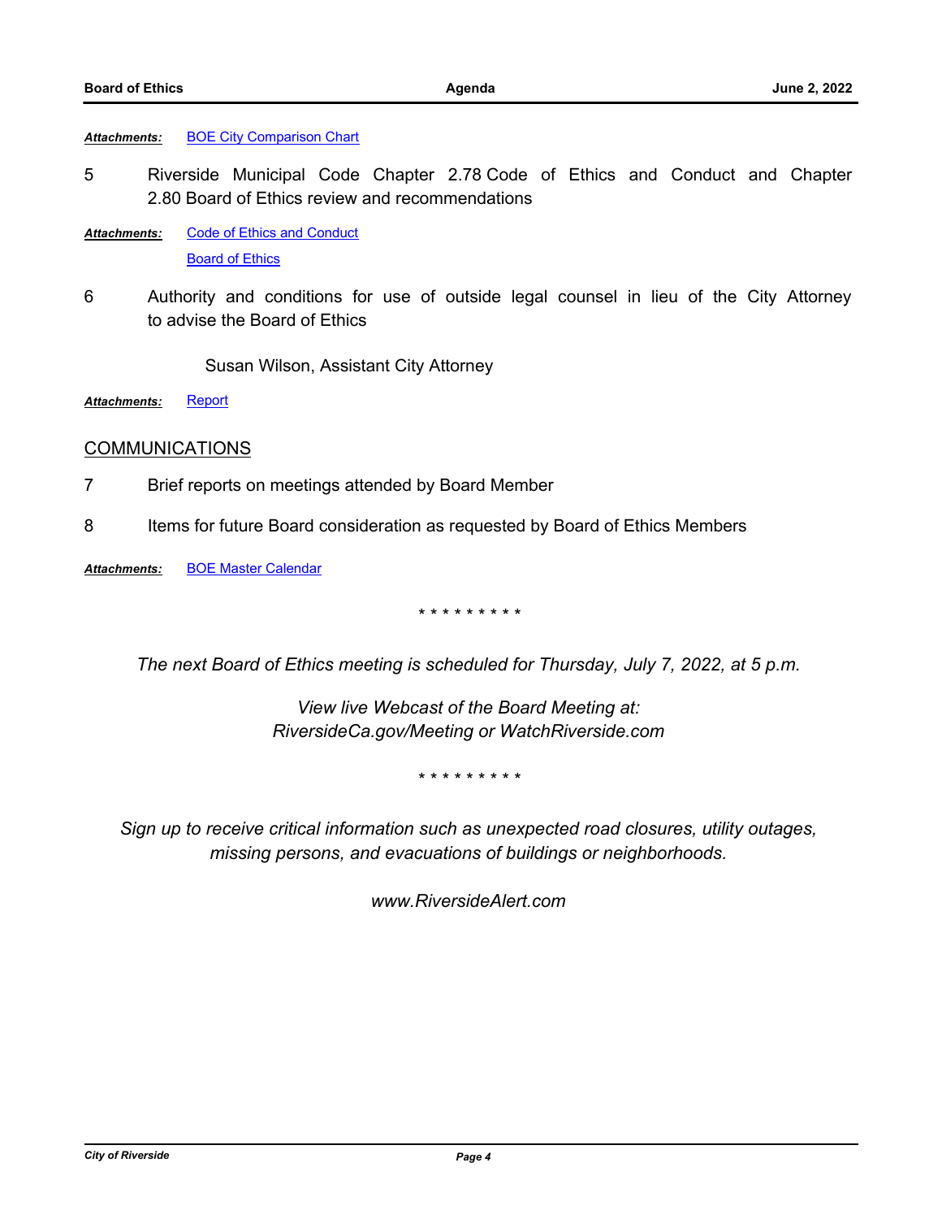***Attachments:*** BOE City Comparison Chart

5 Riverside Municipal Code Chapter 2.78 Code of Ethics and Conduct and Chapter 2.80 Board of Ethics review and recommendations

***Attachments:*** Code of Ethics and Conduct
Board of Ethics

6 Authority and conditions for use of outside legal counsel in lieu of the City Attorney to advise the Board of Ethics

Susan Wilson, Assistant City Attorney

***Attachments:*** Report

## COMMUNICATIONS

7 Brief reports on meetings attended by Board Member

8 Items for future Board consideration as requested by Board of Ethics Members

***Attachments:*** BOE Master Calendar

\* \* \* \* \* \* \* \* \*

*The next Board of Ethics meeting is scheduled for Thursday, July 7, 2022, at 5 p.m.*

*View live Webcast of the Board Meeting at:*
*RiversideCa.gov/Meeting or WatchRiverside.com*

\* \* \* \* \* \* \* \* \*

*Sign up to receive critical information such as unexpected road closures, utility outages, missing persons, and evacuations of buildings or neighborhoods.*

*www.RiversideAlert.com*